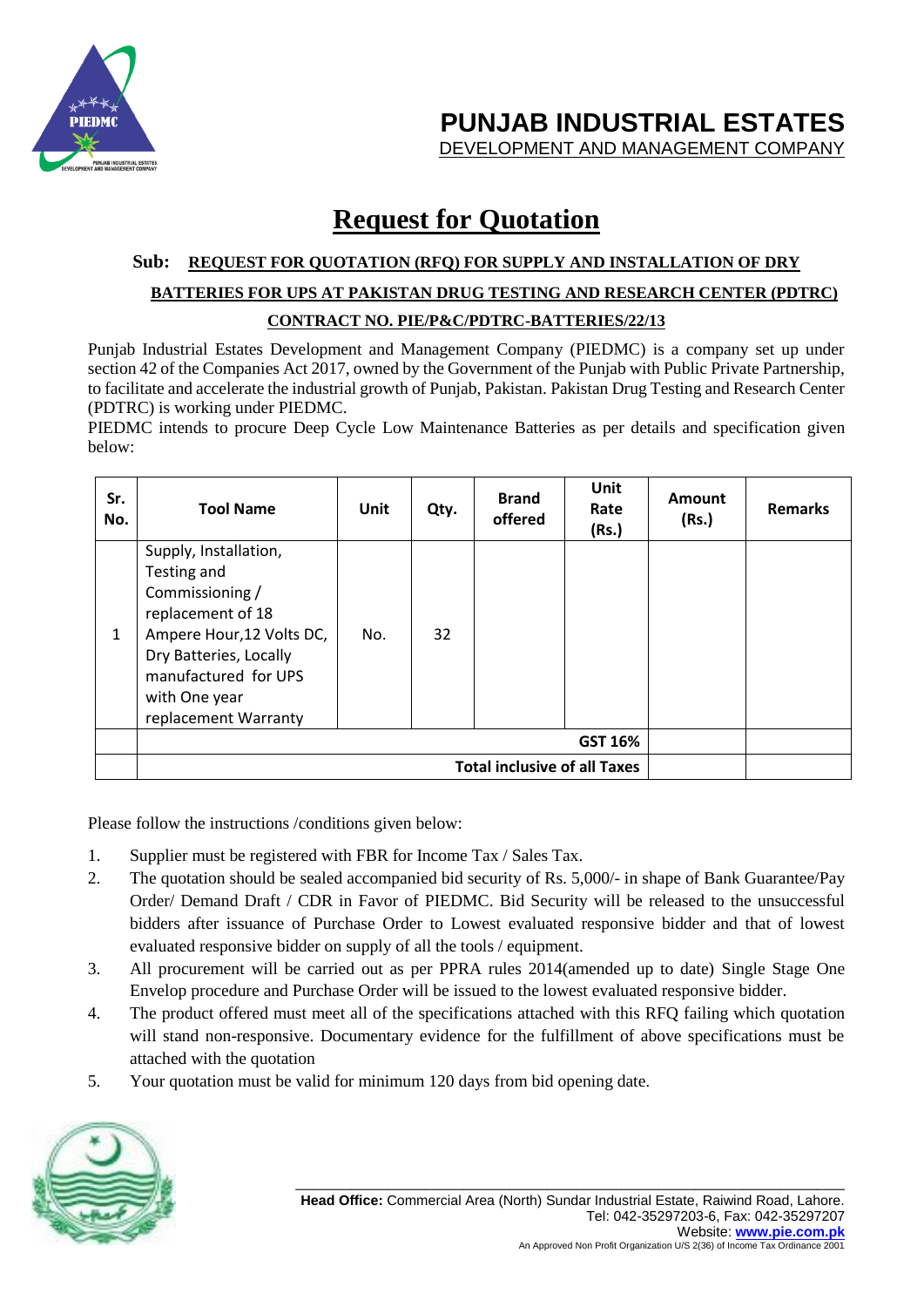# PUNJAB INDUSTRIAL ESTATES
DEVELOPMENT AND MANAGEMENT COMPANY

# Request for Quotation

**Sub: REQUEST FOR QUOTATION (RFQ) FOR SUPPLY AND INSTALLATION OF DRY BATTERIES FOR UPS AT PAKISTAN DRUG TESTING AND RESEARCH CENTER (PDTRC)**

**CONTRACT NO. PIE/P&C/PDTRC-BATTERIES/22/13**

Punjab Industrial Estates Development and Management Company (PIEDMC) is a company set up under section 42 of the Companies Act 2017, owned by the Government of the Punjab with Public Private Partnership, to facilitate and accelerate the industrial growth of Punjab, Pakistan. Pakistan Drug Testing and Research Center (PDTRC) is working under PIEDMC.

PIEDMC intends to procure Deep Cycle Low Maintenance Batteries as per details and specification given below:

| Sr. No. | Tool Name | Unit | Qty. | Brand offered | Unit Rate (Rs.) | Amount (Rs.) | Remarks |
|---|---|---|---|---|---|---|---|
| 1 | Supply, Installation, Testing and Commissioning / replacement of 18 Ampere Hour,12 Volts DC, Dry Batteries, Locally manufactured for UPS with One year replacement Warranty | No. | 32 | | | | |
| | **GST 16%** | | | | | | |
| | **Total inclusive of all Taxes** | | | | | | |

Please follow the instructions /conditions given below:

1. Supplier must be registered with FBR for Income Tax / Sales Tax.
2. The quotation should be sealed accompanied bid security of Rs. 5,000/- in shape of Bank Guarantee/Pay Order/ Demand Draft / CDR in Favor of PIEDMC. Bid Security will be released to the unsuccessful bidders after issuance of Purchase Order to Lowest evaluated responsive bidder and that of lowest evaluated responsive bidder on supply of all the tools / equipment.
3. All procurement will be carried out as per PPRA rules 2014(amended up to date) Single Stage One Envelop procedure and Purchase Order will be issued to the lowest evaluated responsive bidder.
4. The product offered must meet all of the specifications attached with this RFQ failing which quotation will stand non-responsive. Documentary evidence for the fulfillment of above specifications must be attached with the quotation
5. Your quotation must be valid for minimum 120 days from bid opening date.

**Head Office:** Commercial Area (North) Sundar Industrial Estate, Raiwind Road, Lahore.
Tel: 042-35297203-6, Fax: 042-35297207
Website: **www.pie.com.pk**
An Approved Non Profit Organization U/S 2(36) of Income Tax Ordinance 2001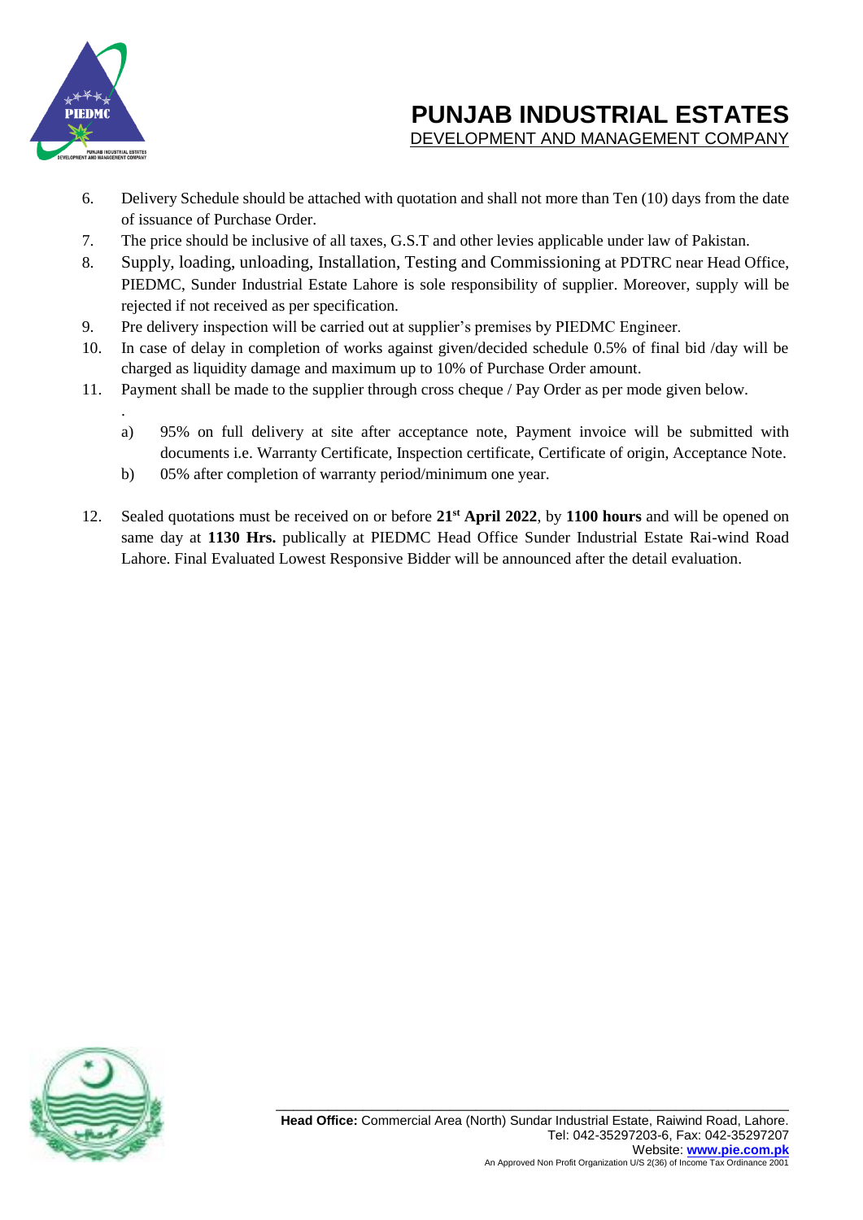6. Delivery Schedule should be attached with quotation and shall not more than Ten (10) days from the date of issuance of Purchase Order.
7. The price should be inclusive of all taxes, G.S.T and other levies applicable under law of Pakistan.
8. Supply, loading, unloading, Installation, Testing and Commissioning at PDTRC near Head Office, PIEDMC, Sunder Industrial Estate Lahore is sole responsibility of supplier. Moreover, supply will be rejected if not received as per specification.
9. Pre delivery inspection will be carried out at supplier's premises by PIEDMC Engineer.
10. In case of delay in completion of works against given/decided schedule 0.5% of final bid /day will be charged as liquidity damage and maximum up to 10% of Purchase Order amount.
11. Payment shall be made to the supplier through cross cheque / Pay Order as per mode given below.
    a) 95% on full delivery at site after acceptance note, Payment invoice will be submitted with documents i.e. Warranty Certificate, Inspection certificate, Certificate of origin, Acceptance Note.
    b) 05% after completion of warranty period/minimum one year.
12. Sealed quotations must be received on or before **21st April 2022**, by **1100 hours** and will be opened on same day at **1130 Hrs.** publically at PIEDMC Head Office Sunder Industrial Estate Rai-wind Road Lahore. Final Evaluated Lowest Responsive Bidder will be announced after the detail evaluation.